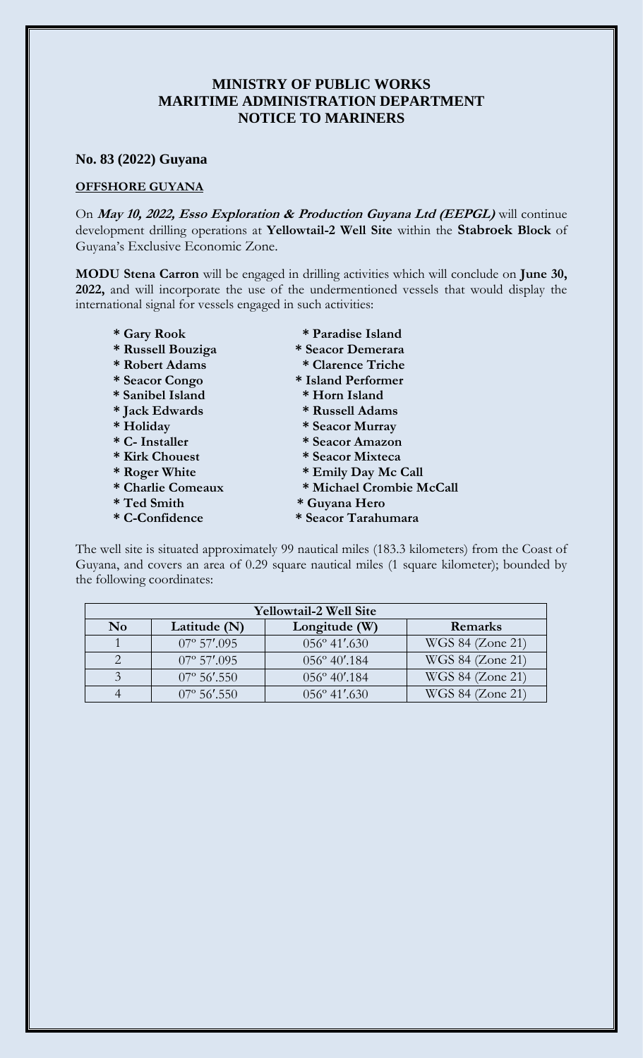# MINISTRY OF PUBLIC WORKS
# MARITIME ADMINISTRATION DEPARTMENT
# NOTICE TO MARINERS

## No. 83 (2022) Guyana

### OFFSHORE GUYANA

On ***May 10, 2022, Esso Exploration & Production Guyana Ltd (EEPGL)*** will continue development drilling operations at **Yellowtail-2 Well Site** within the **Stabroek Block** of Guyana's Exclusive Economic Zone.

**MODU Stena Carron** will be engaged in drilling activities which will conclude on **June 30, 2022,** and will incorporate the use of the undermentioned vessels that would display the international signal for vessels engaged in such activities:

- **Gary Rook**
- **Russell Bouziga**
- **Robert Adams**
- **Seacor Congo**
- **Sanibel Island**
- **Jack Edwards**
- **Holiday**
- **C- Installer**
- **Kirk Chouest**
- **Roger White**
- **Charlie Comeaux**
- **Ted Smith**
- **C-Confidence**
- **Paradise Island**
- **Seacor Demerara**
- **Clarence Triche**
- **Island Performer**
- **Horn Island**
- **Russell Adams**
- **Seacor Murray**
- **Seacor Amazon**
- **Seacor Mixteca**
- **Emily Day Mc Call**
- **Michael Crombie McCall**
- **Guyana Hero**
- **Seacor Tarahumara**

The well site is situated approximately 99 nautical miles (183.3 kilometers) from the Coast of Guyana, and covers an area of 0.29 square nautical miles (1 square kilometer); bounded by the following coordinates:

| **Yellowtail-2 Well Site** | | | |
|---|---|---|---|
| **No** | **Latitude (N)** | **Longitude (W)** | **Remarks** |
| 1 | 07º 57′.095 | 056º 41′.630 | WGS 84 (Zone 21) |
| 2 | 07º 57′.095 | 056º 40′.184 | WGS 84 (Zone 21) |
| 3 | 07º 56′.550 | 056º 40′.184 | WGS 84 (Zone 21) |
| 4 | 07º 56′.550 | 056º 41′.630 | WGS 84 (Zone 21) |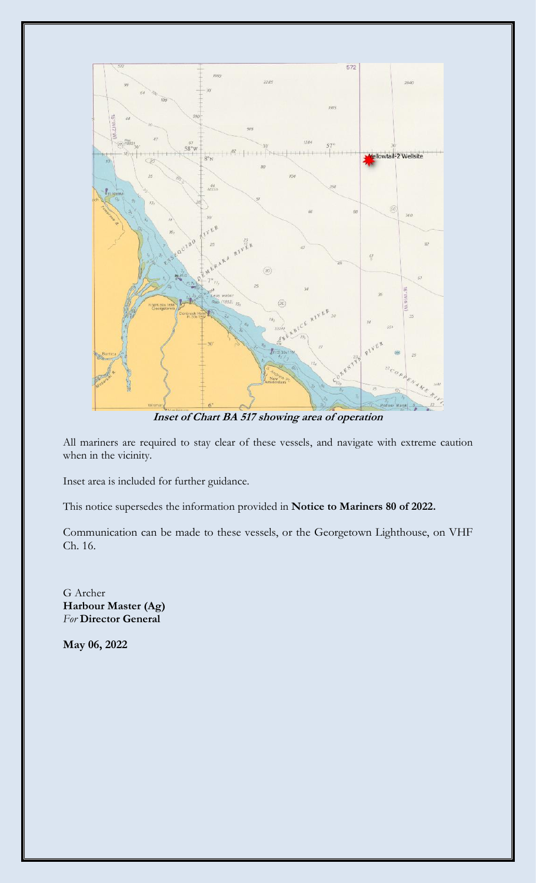**Inset of Chart BA 517 showing area of operation**

All mariners are required to stay clear of these vessels, and navigate with extreme caution when in the vicinity.

Inset area is included for further guidance.

This notice supersedes the information provided in **Notice to Mariners 80 of 2022.**

Communication can be made to these vessels, or the Georgetown Lighthouse, on VHF Ch. 16.

G Archer
**Harbour Master (Ag)**
*For* **Director General**

**May 06, 2022**